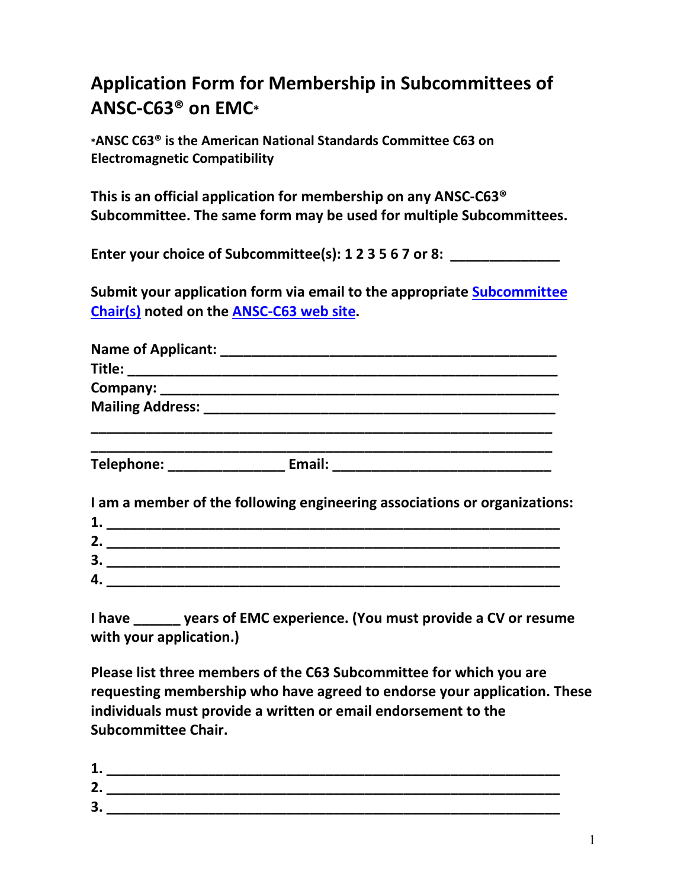# Application Form for Membership in Subcommittees of ANSC-C63® on EMC*

**\*ANSC C63® is the American National Standards Committee C63 on Electromagnetic Compatibility**

**This is an official application for membership on any ANSC-C63® Subcommittee. The same form may be used for multiple Subcommittees.**

**Enter your choice of Subcommittee(s): 1 2 3 5 6 7 or 8: ______________**

**Submit your application form via email to the appropriate Subcommittee Chair(s) noted on the ANSC-C63 web site.**

**Name of Applicant: _____________________________________________**
**Title: ____________________________________________________________**
**Company: _________________________________________________________**
**Mailing Address: ___________________________________________________**
**_________________________________________________________________**
**_________________________________________________________________**
**Telephone: _______________ Email: ____________________________**

**I am a member of the following engineering associations or organizations:**

**1. ______________________________________________________________**
**2. ______________________________________________________________**
**3. ______________________________________________________________**
**4. ______________________________________________________________**

**I have ______ years of EMC experience. (You must provide a CV or resume with your application.)**

**Please list three members of the C63 Subcommittee for which you are requesting membership who have agreed to endorse your application. These individuals must provide a written or email endorsement to the Subcommittee Chair.**

**1. ______________________________________________________________**
**2. ______________________________________________________________**
**3. ______________________________________________________________**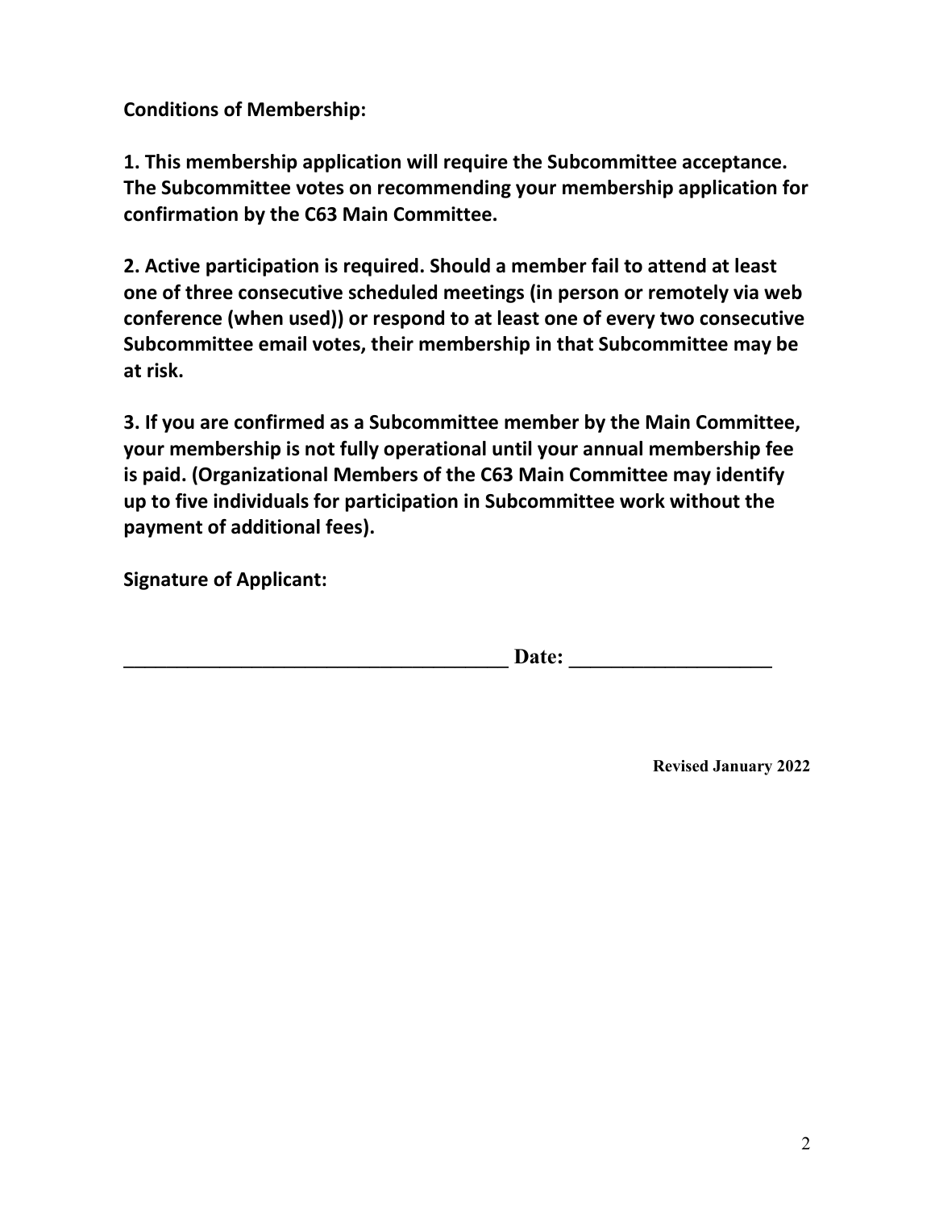**Conditions of Membership:**

**1. This membership application will require the Subcommittee acceptance. The Subcommittee votes on recommending your membership application for confirmation by the C63 Main Committee.**

**2. Active participation is required. Should a member fail to attend at least one of three consecutive scheduled meetings (in person or remotely via web conference (when used)) or respond to at least one of every two consecutive Subcommittee email votes, their membership in that Subcommittee may be at risk.**

**3. If you are confirmed as a Subcommittee member by the Main Committee, your membership is not fully operational until your annual membership fee is paid. (Organizational Members of the C63 Main Committee may identify up to five individuals for participation in Subcommittee work without the payment of additional fees).**

**Signature of Applicant:**

**\_\_\_\_\_\_\_\_\_\_\_\_\_\_\_\_\_\_\_\_\_\_\_\_\_\_\_\_\_\_\_\_\_\_\_\_\_ Date: \_\_\_\_\_\_\_\_\_\_\_\_\_\_\_\_\_\_\_**

**Revised January 2022**